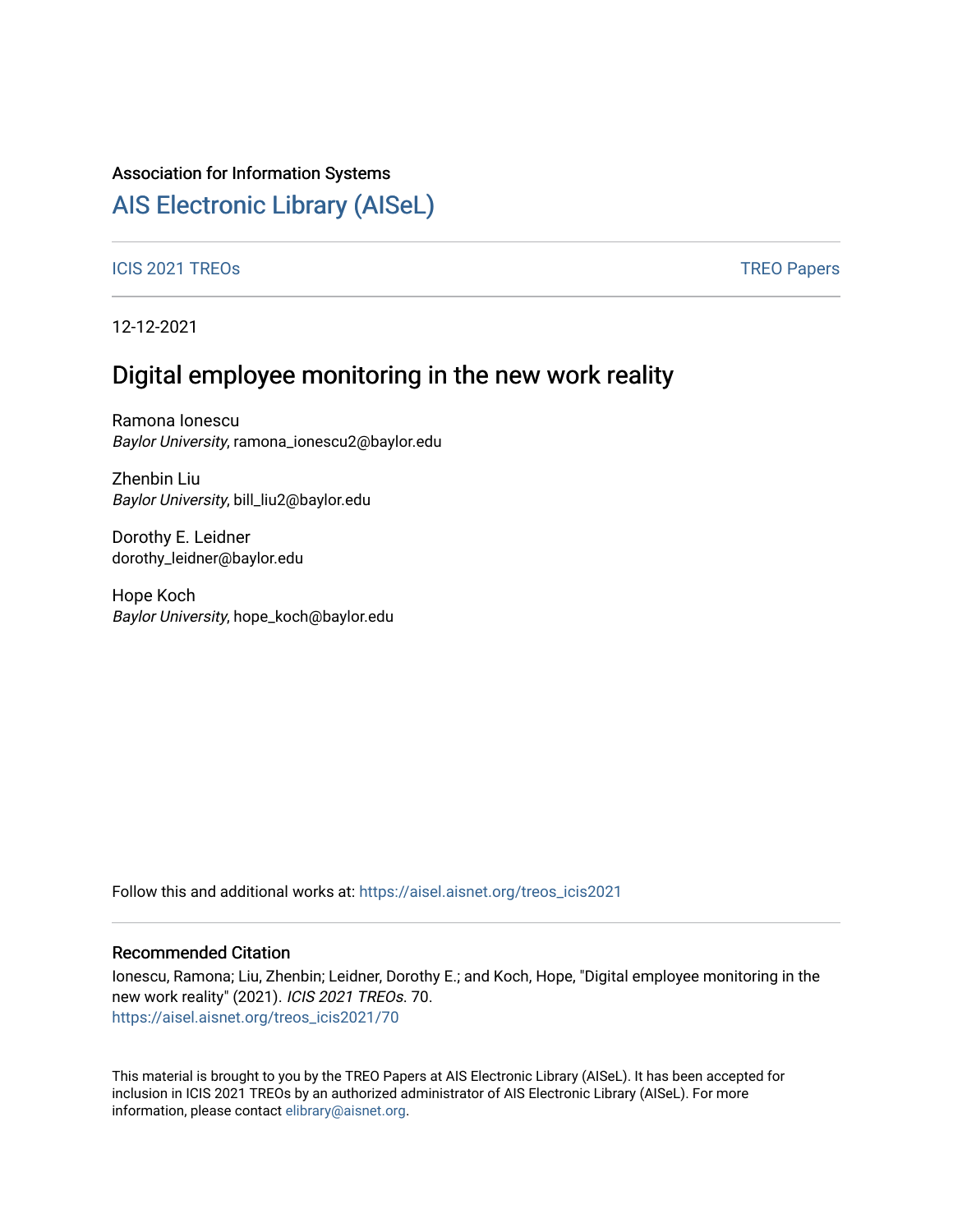Association for Information Systems

# AIS Electronic Library (AISeL)

ICIS 2021 TREOs

TREO Papers

12-12-2021

## Digital employee monitoring in the new work reality

Ramona Ionescu
*Baylor University*, ramona_ionescu2@baylor.edu

Zhenbin Liu
*Baylor University*, bill_liu2@baylor.edu

Dorothy E. Leidner
dorothy_leidner@baylor.edu

Hope Koch
*Baylor University*, hope_koch@baylor.edu

Follow this and additional works at: https://aisel.aisnet.org/treos_icis2021

### Recommended Citation

Ionescu, Ramona; Liu, Zhenbin; Leidner, Dorothy E.; and Koch, Hope, "Digital employee monitoring in the new work reality" (2021). *ICIS 2021 TREOs*. 70.
https://aisel.aisnet.org/treos_icis2021/70

This material is brought to you by the TREO Papers at AIS Electronic Library (AISeL). It has been accepted for inclusion in ICIS 2021 TREOs by an authorized administrator of AIS Electronic Library (AISeL). For more information, please contact elibrary@aisnet.org.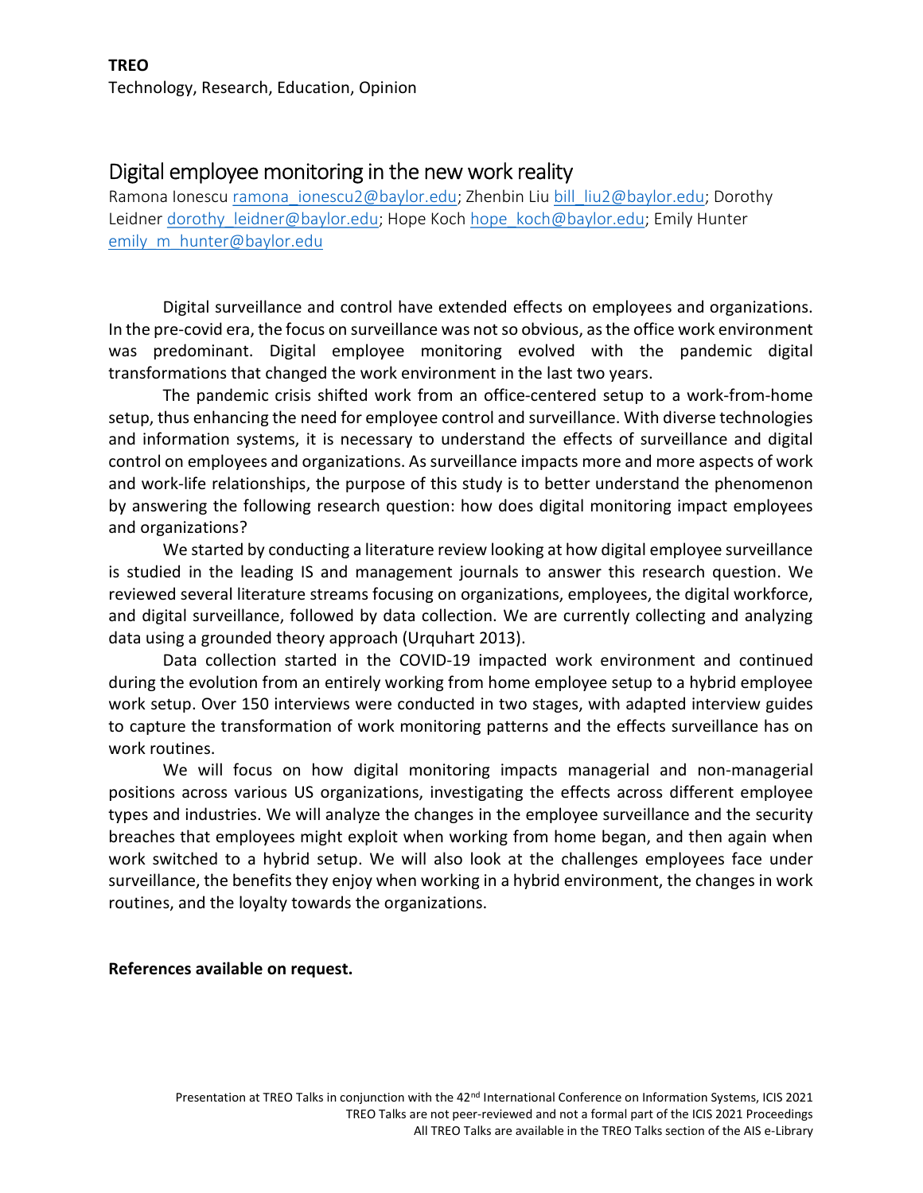**TREO**

Technology, Research, Education, Opinion

# Digital employee monitoring in the new work reality

Ramona Ionescu ramona_ionescu2@baylor.edu; Zhenbin Liu bill_liu2@baylor.edu; Dorothy Leidner dorothy_leidner@baylor.edu; Hope Koch hope_koch@baylor.edu; Emily Hunter emily_m_hunter@baylor.edu

Digital surveillance and control have extended effects on employees and organizations. In the pre-covid era, the focus on surveillance was not so obvious, as the office work environment was predominant. Digital employee monitoring evolved with the pandemic digital transformations that changed the work environment in the last two years.

The pandemic crisis shifted work from an office-centered setup to a work-from-home setup, thus enhancing the need for employee control and surveillance. With diverse technologies and information systems, it is necessary to understand the effects of surveillance and digital control on employees and organizations. As surveillance impacts more and more aspects of work and work-life relationships, the purpose of this study is to better understand the phenomenon by answering the following research question: how does digital monitoring impact employees and organizations?

We started by conducting a literature review looking at how digital employee surveillance is studied in the leading IS and management journals to answer this research question. We reviewed several literature streams focusing on organizations, employees, the digital workforce, and digital surveillance, followed by data collection. We are currently collecting and analyzing data using a grounded theory approach (Urquhart 2013).

Data collection started in the COVID-19 impacted work environment and continued during the evolution from an entirely working from home employee setup to a hybrid employee work setup. Over 150 interviews were conducted in two stages, with adapted interview guides to capture the transformation of work monitoring patterns and the effects surveillance has on work routines.

We will focus on how digital monitoring impacts managerial and non-managerial positions across various US organizations, investigating the effects across different employee types and industries. We will analyze the changes in the employee surveillance and the security breaches that employees might exploit when working from home began, and then again when work switched to a hybrid setup. We will also look at the challenges employees face under surveillance, the benefits they enjoy when working in a hybrid environment, the changes in work routines, and the loyalty towards the organizations.

**References available on request.**

Presentation at TREO Talks in conjunction with the 42nd International Conference on Information Systems, ICIS 2021
TREO Talks are not peer-reviewed and not a formal part of the ICIS 2021 Proceedings
All TREO Talks are available in the TREO Talks section of the AIS e-Library